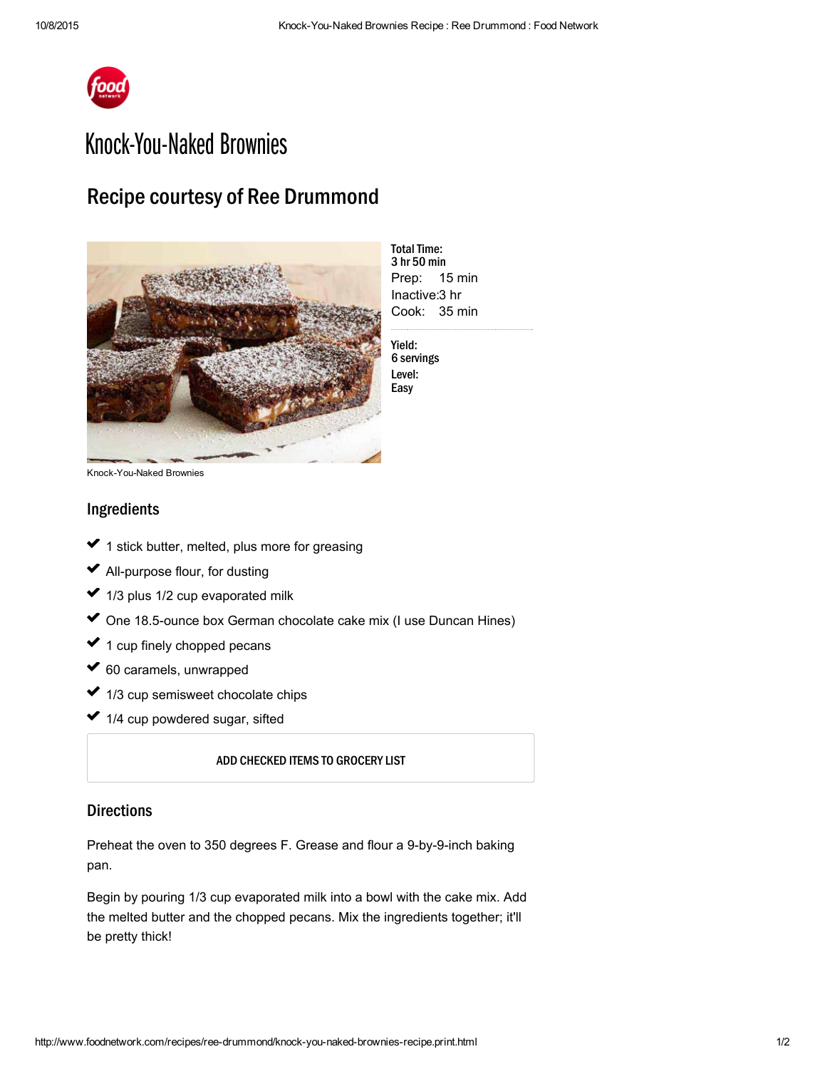# Knock-You-Naked Brownies

## Recipe courtesy of Ree Drummond

Knock-You-Naked Brownies

**Total Time:**
**3 hr 50 min**
Prep: 15 min
Inactive: 3 hr
Cook: 35 min

**Yield:**
**6 servings**
**Level:**
**Easy**

### Ingredients

- 1 stick butter, melted, plus more for greasing
- All-purpose flour, for dusting
- 1/3 plus 1/2 cup evaporated milk
- One 18.5-ounce box German chocolate cake mix (I use Duncan Hines)
- 1 cup finely chopped pecans
- 60 caramels, unwrapped
- 1/3 cup semisweet chocolate chips
- 1/4 cup powdered sugar, sifted

ADD CHECKED ITEMS TO GROCERY LIST

### Directions

Preheat the oven to 350 degrees F. Grease and flour a 9-by-9-inch baking pan.

Begin by pouring 1/3 cup evaporated milk into a bowl with the cake mix. Add the melted butter and the chopped pecans. Mix the ingredients together; it'll be pretty thick!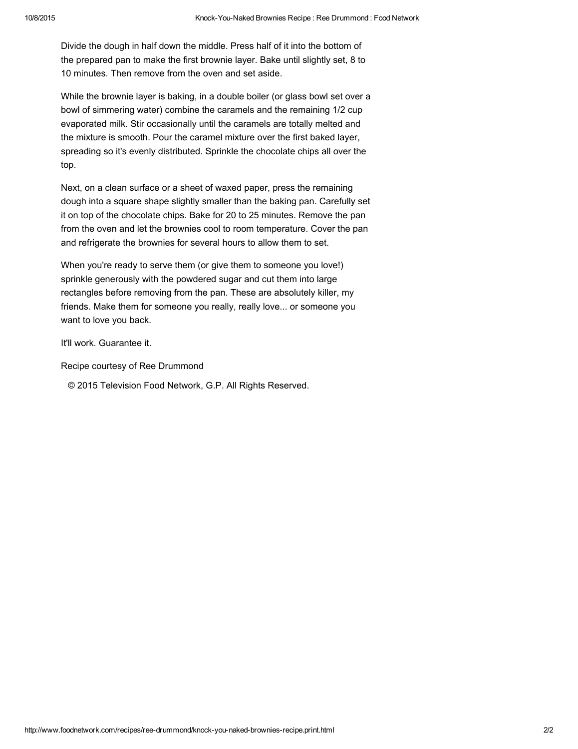Divide the dough in half down the middle. Press half of it into the bottom of the prepared pan to make the first brownie layer. Bake until slightly set, 8 to 10 minutes. Then remove from the oven and set aside.

While the brownie layer is baking, in a double boiler (or glass bowl set over a bowl of simmering water) combine the caramels and the remaining 1/2 cup evaporated milk. Stir occasionally until the caramels are totally melted and the mixture is smooth. Pour the caramel mixture over the first baked layer, spreading so it's evenly distributed. Sprinkle the chocolate chips all over the top.

Next, on a clean surface or a sheet of waxed paper, press the remaining dough into a square shape slightly smaller than the baking pan. Carefully set it on top of the chocolate chips. Bake for 20 to 25 minutes. Remove the pan from the oven and let the brownies cool to room temperature. Cover the pan and refrigerate the brownies for several hours to allow them to set.

When you're ready to serve them (or give them to someone you love!) sprinkle generously with the powdered sugar and cut them into large rectangles before removing from the pan. These are absolutely killer, my friends. Make them for someone you really, really love... or someone you want to love you back.

It'll work. Guarantee it.

Recipe courtesy of Ree Drummond

© 2015 Television Food Network, G.P. All Rights Reserved.